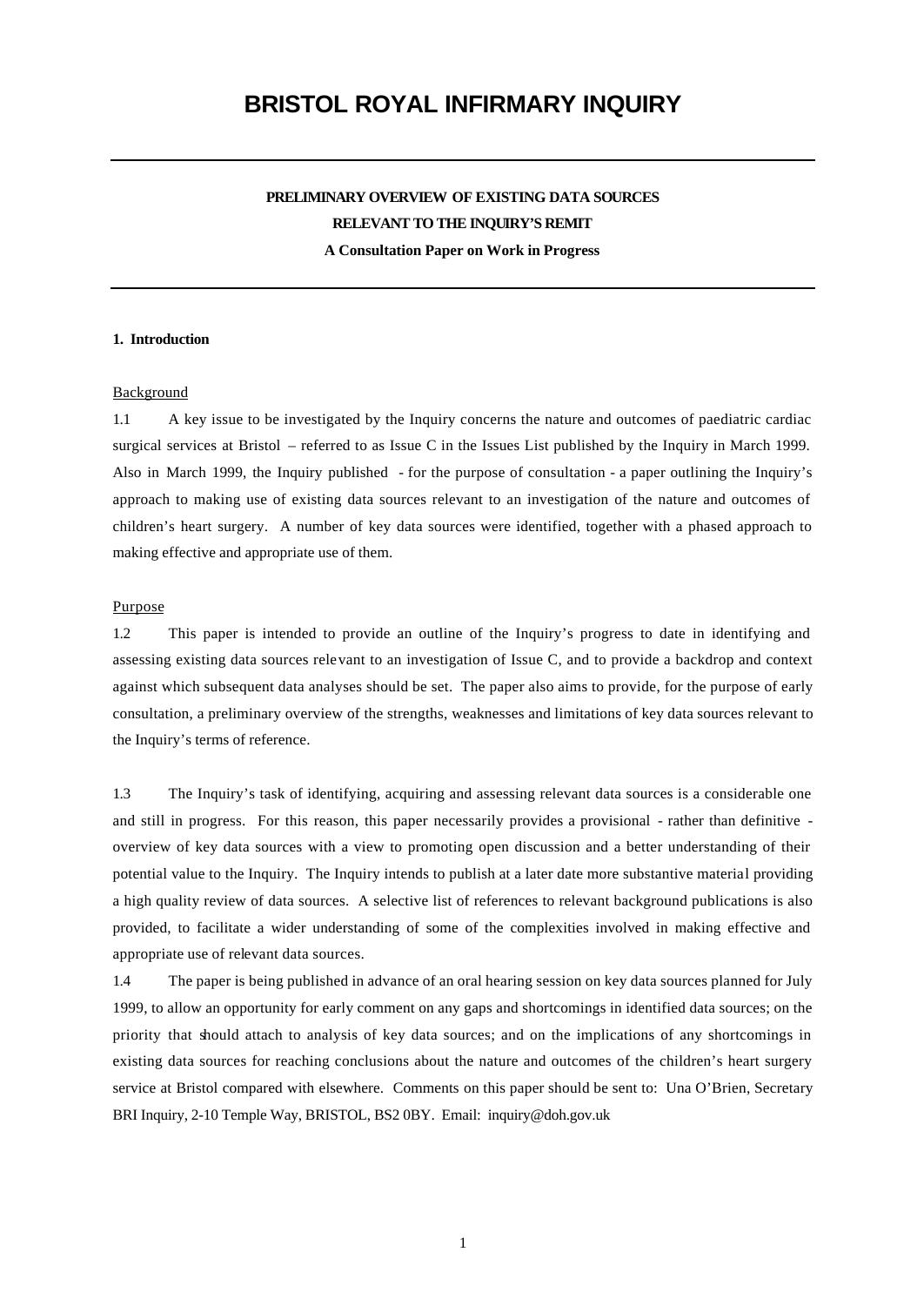# BRISTOL ROYAL INFIRMARY INQUIRY

**PRELIMINARY OVERVIEW OF EXISTING DATA SOURCES**

**RELEVANT TO THE INQUIRY'S REMIT**

**A Consultation Paper on Work in Progress**

## 1. Introduction

### Background

1.1 A key issue to be investigated by the Inquiry concerns the nature and outcomes of paediatric cardiac surgical services at Bristol – referred to as Issue C in the Issues List published by the Inquiry in March 1999. Also in March 1999, the Inquiry published - for the purpose of consultation - a paper outlining the Inquiry's approach to making use of existing data sources relevant to an investigation of the nature and outcomes of children's heart surgery. A number of key data sources were identified, together with a phased approach to making effective and appropriate use of them.

### Purpose

1.2 This paper is intended to provide an outline of the Inquiry's progress to date in identifying and assessing existing data sources relevant to an investigation of Issue C, and to provide a backdrop and context against which subsequent data analyses should be set. The paper also aims to provide, for the purpose of early consultation, a preliminary overview of the strengths, weaknesses and limitations of key data sources relevant to the Inquiry's terms of reference.

1.3 The Inquiry's task of identifying, acquiring and assessing relevant data sources is a considerable one and still in progress. For this reason, this paper necessarily provides a provisional - rather than definitive - overview of key data sources with a view to promoting open discussion and a better understanding of their potential value to the Inquiry. The Inquiry intends to publish at a later date more substantive material providing a high quality review of data sources. A selective list of references to relevant background publications is also provided, to facilitate a wider understanding of some of the complexities involved in making effective and appropriate use of relevant data sources.

1.4 The paper is being published in advance of an oral hearing session on key data sources planned for July 1999, to allow an opportunity for early comment on any gaps and shortcomings in identified data sources; on the priority that should attach to analysis of key data sources; and on the implications of any shortcomings in existing data sources for reaching conclusions about the nature and outcomes of the children's heart surgery service at Bristol compared with elsewhere. Comments on this paper should be sent to: Una O'Brien, Secretary BRI Inquiry, 2-10 Temple Way, BRISTOL, BS2 0BY. Email: inquiry@doh.gov.uk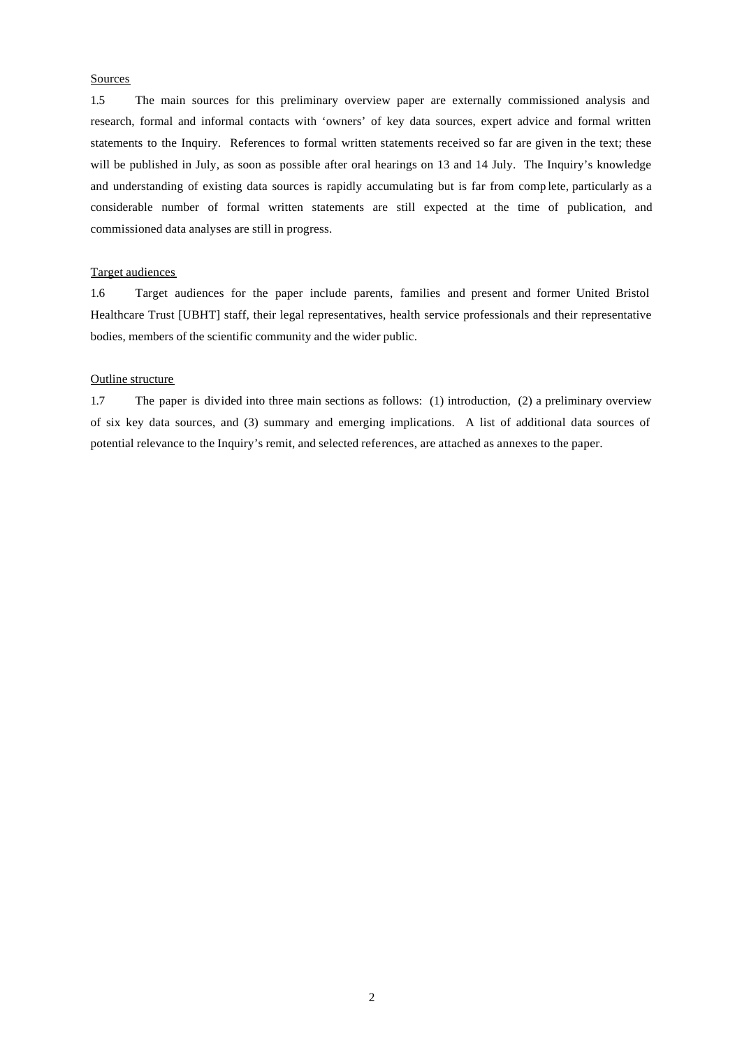Sources

1.5 The main sources for this preliminary overview paper are externally commissioned analysis and research, formal and informal contacts with 'owners' of key data sources, expert advice and formal written statements to the Inquiry. References to formal written statements received so far are given in the text; these will be published in July, as soon as possible after oral hearings on 13 and 14 July. The Inquiry's knowledge and understanding of existing data sources is rapidly accumulating but is far from complete, particularly as a considerable number of formal written statements are still expected at the time of publication, and commissioned data analyses are still in progress.

Target audiences

1.6 Target audiences for the paper include parents, families and present and former United Bristol Healthcare Trust [UBHT] staff, their legal representatives, health service professionals and their representative bodies, members of the scientific community and the wider public.

Outline structure

1.7 The paper is divided into three main sections as follows: (1) introduction, (2) a preliminary overview of six key data sources, and (3) summary and emerging implications. A list of additional data sources of potential relevance to the Inquiry's remit, and selected references, are attached as annexes to the paper.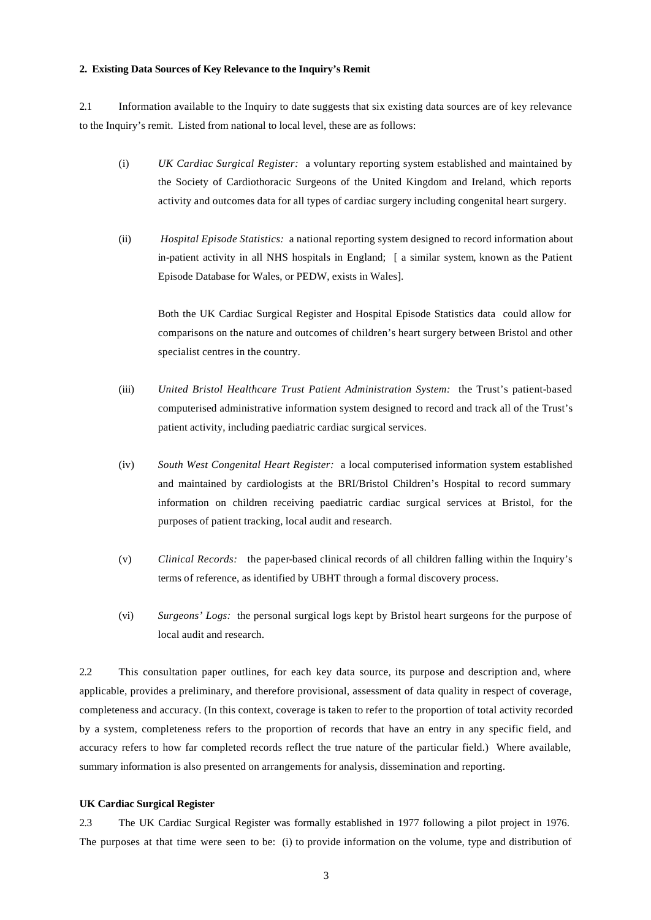**2. Existing Data Sources of Key Relevance to the Inquiry's Remit**

2.1 Information available to the Inquiry to date suggests that six existing data sources are of key relevance to the Inquiry's remit. Listed from national to local level, these are as follows:

(i) *UK Cardiac Surgical Register:* a voluntary reporting system established and maintained by the Society of Cardiothoracic Surgeons of the United Kingdom and Ireland, which reports activity and outcomes data for all types of cardiac surgery including congenital heart surgery.

(ii) *Hospital Episode Statistics:* a national reporting system designed to record information about in-patient activity in all NHS hospitals in England; [ a similar system, known as the Patient Episode Database for Wales, or PEDW, exists in Wales].

Both the UK Cardiac Surgical Register and Hospital Episode Statistics data could allow for comparisons on the nature and outcomes of children's heart surgery between Bristol and other specialist centres in the country.

(iii) *United Bristol Healthcare Trust Patient Administration System:* the Trust's patient-based computerised administrative information system designed to record and track all of the Trust's patient activity, including paediatric cardiac surgical services.

(iv) *South West Congenital Heart Register:* a local computerised information system established and maintained by cardiologists at the BRI/Bristol Children's Hospital to record summary information on children receiving paediatric cardiac surgical services at Bristol, for the purposes of patient tracking, local audit and research.

(v) *Clinical Records:* the paper-based clinical records of all children falling within the Inquiry's terms of reference, as identified by UBHT through a formal discovery process.

(vi) *Surgeons' Logs:* the personal surgical logs kept by Bristol heart surgeons for the purpose of local audit and research.

2.2 This consultation paper outlines, for each key data source, its purpose and description and, where applicable, provides a preliminary, and therefore provisional, assessment of data quality in respect of coverage, completeness and accuracy. (In this context, coverage is taken to refer to the proportion of total activity recorded by a system, completeness refers to the proportion of records that have an entry in any specific field, and accuracy refers to how far completed records reflect the true nature of the particular field.) Where available, summary information is also presented on arrangements for analysis, dissemination and reporting.

**UK Cardiac Surgical Register**

2.3 The UK Cardiac Surgical Register was formally established in 1977 following a pilot project in 1976. The purposes at that time were seen to be: (i) to provide information on the volume, type and distribution of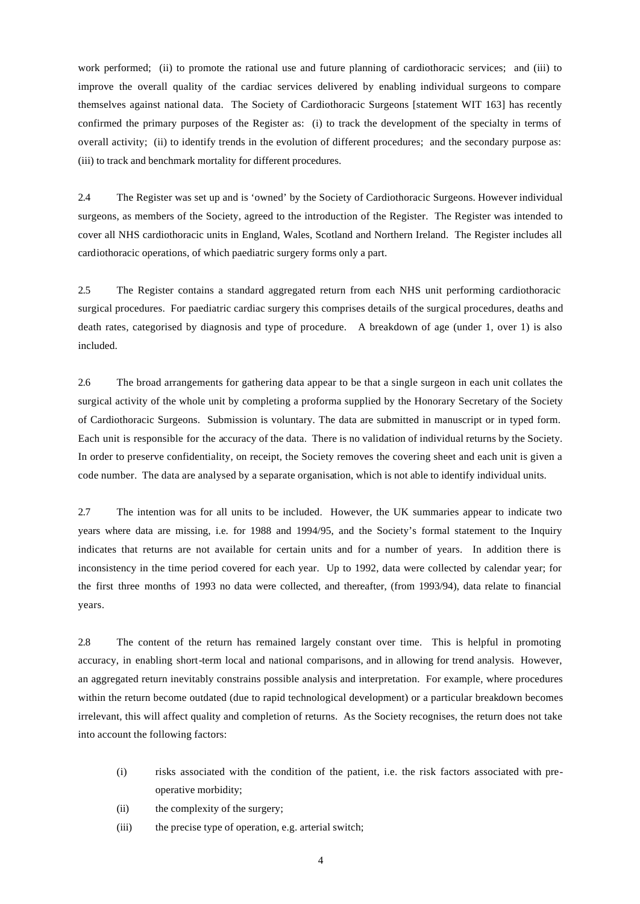work performed; (ii) to promote the rational use and future planning of cardiothoracic services; and (iii) to improve the overall quality of the cardiac services delivered by enabling individual surgeons to compare themselves against national data. The Society of Cardiothoracic Surgeons [statement WIT 163] has recently confirmed the primary purposes of the Register as: (i) to track the development of the specialty in terms of overall activity; (ii) to identify trends in the evolution of different procedures; and the secondary purpose as: (iii) to track and benchmark mortality for different procedures.

2.4 The Register was set up and is 'owned' by the Society of Cardiothoracic Surgeons. However individual surgeons, as members of the Society, agreed to the introduction of the Register. The Register was intended to cover all NHS cardiothoracic units in England, Wales, Scotland and Northern Ireland. The Register includes all cardiothoracic operations, of which paediatric surgery forms only a part.

2.5 The Register contains a standard aggregated return from each NHS unit performing cardiothoracic surgical procedures. For paediatric cardiac surgery this comprises details of the surgical procedures, deaths and death rates, categorised by diagnosis and type of procedure. A breakdown of age (under 1, over 1) is also included.

2.6 The broad arrangements for gathering data appear to be that a single surgeon in each unit collates the surgical activity of the whole unit by completing a proforma supplied by the Honorary Secretary of the Society of Cardiothoracic Surgeons. Submission is voluntary. The data are submitted in manuscript or in typed form. Each unit is responsible for the accuracy of the data. There is no validation of individual returns by the Society. In order to preserve confidentiality, on receipt, the Society removes the covering sheet and each unit is given a code number. The data are analysed by a separate organisation, which is not able to identify individual units.

2.7 The intention was for all units to be included. However, the UK summaries appear to indicate two years where data are missing, i.e. for 1988 and 1994/95, and the Society's formal statement to the Inquiry indicates that returns are not available for certain units and for a number of years. In addition there is inconsistency in the time period covered for each year. Up to 1992, data were collected by calendar year; for the first three months of 1993 no data were collected, and thereafter, (from 1993/94), data relate to financial years.

2.8 The content of the return has remained largely constant over time. This is helpful in promoting accuracy, in enabling short-term local and national comparisons, and in allowing for trend analysis. However, an aggregated return inevitably constrains possible analysis and interpretation. For example, where procedures within the return become outdated (due to rapid technological development) or a particular breakdown becomes irrelevant, this will affect quality and completion of returns. As the Society recognises, the return does not take into account the following factors:

- (i) risks associated with the condition of the patient, i.e. the risk factors associated with pre-operative morbidity;
- (ii) the complexity of the surgery;
- (iii) the precise type of operation, e.g. arterial switch;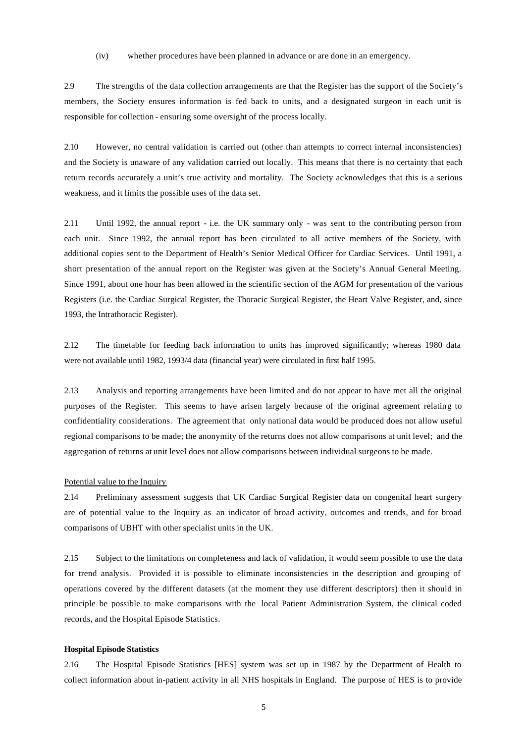(iv) whether procedures have been planned in advance or are done in an emergency.

2.9 The strengths of the data collection arrangements are that the Register has the support of the Society's members, the Society ensures information is fed back to units, and a designated surgeon in each unit is responsible for collection - ensuring some oversight of the process locally.

2.10 However, no central validation is carried out (other than attempts to correct internal inconsistencies) and the Society is unaware of any validation carried out locally. This means that there is no certainty that each return records accurately a unit's true activity and mortality. The Society acknowledges that this is a serious weakness, and it limits the possible uses of the data set.

2.11 Until 1992, the annual report - i.e. the UK summary only - was sent to the contributing person from each unit. Since 1992, the annual report has been circulated to all active members of the Society, with additional copies sent to the Department of Health's Senior Medical Officer for Cardiac Services. Until 1991, a short presentation of the annual report on the Register was given at the Society's Annual General Meeting. Since 1991, about one hour has been allowed in the scientific section of the AGM for presentation of the various Registers (i.e. the Cardiac Surgical Register, the Thoracic Surgical Register, the Heart Valve Register, and, since 1993, the Intrathoracic Register).

2.12 The timetable for feeding back information to units has improved significantly; whereas 1980 data were not available until 1982, 1993/4 data (financial year) were circulated in first half 1995.

2.13 Analysis and reporting arrangements have been limited and do not appear to have met all the original purposes of the Register. This seems to have arisen largely because of the original agreement relating to confidentiality considerations. The agreement that only national data would be produced does not allow useful regional comparisons to be made; the anonymity of the returns does not allow comparisons at unit level; and the aggregation of returns at unit level does not allow comparisons between individual surgeons to be made.

Potential value to the Inquiry

2.14 Preliminary assessment suggests that UK Cardiac Surgical Register data on congenital heart surgery are of potential value to the Inquiry as an indicator of broad activity, outcomes and trends, and for broad comparisons of UBHT with other specialist units in the UK.

2.15 Subject to the limitations on completeness and lack of validation, it would seem possible to use the data for trend analysis. Provided it is possible to eliminate inconsistencies in the description and grouping of operations covered by the different datasets (at the moment they use different descriptors) then it should in principle be possible to make comparisons with the local Patient Administration System, the clinical coded records, and the Hospital Episode Statistics.

**Hospital Episode Statistics**

2.16 The Hospital Episode Statistics [HES] system was set up in 1987 by the Department of Health to collect information about in-patient activity in all NHS hospitals in England. The purpose of HES is to provide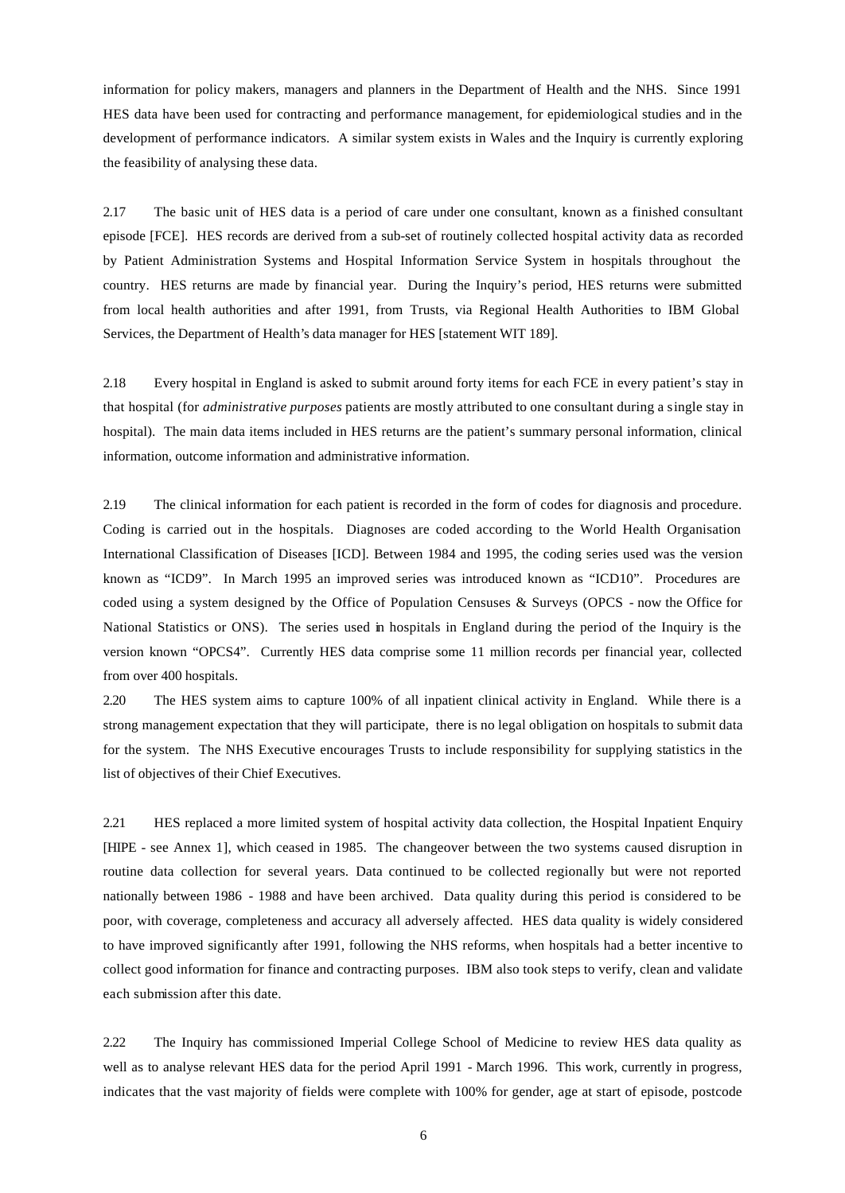information for policy makers, managers and planners in the Department of Health and the NHS. Since 1991 HES data have been used for contracting and performance management, for epidemiological studies and in the development of performance indicators. A similar system exists in Wales and the Inquiry is currently exploring the feasibility of analysing these data.

2.17 The basic unit of HES data is a period of care under one consultant, known as a finished consultant episode [FCE]. HES records are derived from a sub-set of routinely collected hospital activity data as recorded by Patient Administration Systems and Hospital Information Service System in hospitals throughout the country. HES returns are made by financial year. During the Inquiry's period, HES returns were submitted from local health authorities and after 1991, from Trusts, via Regional Health Authorities to IBM Global Services, the Department of Health's data manager for HES [statement WIT 189].

2.18 Every hospital in England is asked to submit around forty items for each FCE in every patient's stay in that hospital (for *administrative purposes* patients are mostly attributed to one consultant during a single stay in hospital). The main data items included in HES returns are the patient's summary personal information, clinical information, outcome information and administrative information.

2.19 The clinical information for each patient is recorded in the form of codes for diagnosis and procedure. Coding is carried out in the hospitals. Diagnoses are coded according to the World Health Organisation International Classification of Diseases [ICD]. Between 1984 and 1995, the coding series used was the version known as "ICD9". In March 1995 an improved series was introduced known as "ICD10". Procedures are coded using a system designed by the Office of Population Censuses & Surveys (OPCS - now the Office for National Statistics or ONS). The series used in hospitals in England during the period of the Inquiry is the version known "OPCS4". Currently HES data comprise some 11 million records per financial year, collected from over 400 hospitals.

2.20 The HES system aims to capture 100% of all inpatient clinical activity in England. While there is a strong management expectation that they will participate, there is no legal obligation on hospitals to submit data for the system. The NHS Executive encourages Trusts to include responsibility for supplying statistics in the list of objectives of their Chief Executives.

2.21 HES replaced a more limited system of hospital activity data collection, the Hospital Inpatient Enquiry [HIPE - see Annex 1], which ceased in 1985. The changeover between the two systems caused disruption in routine data collection for several years. Data continued to be collected regionally but were not reported nationally between 1986 - 1988 and have been archived. Data quality during this period is considered to be poor, with coverage, completeness and accuracy all adversely affected. HES data quality is widely considered to have improved significantly after 1991, following the NHS reforms, when hospitals had a better incentive to collect good information for finance and contracting purposes. IBM also took steps to verify, clean and validate each submission after this date.

2.22 The Inquiry has commissioned Imperial College School of Medicine to review HES data quality as well as to analyse relevant HES data for the period April 1991 - March 1996. This work, currently in progress, indicates that the vast majority of fields were complete with 100% for gender, age at start of episode, postcode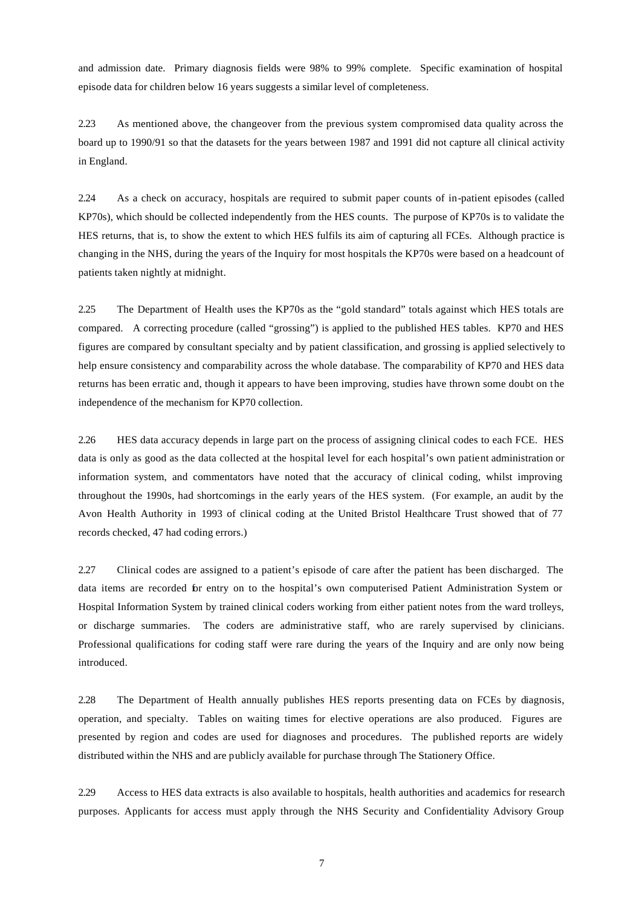and admission date. Primary diagnosis fields were 98% to 99% complete. Specific examination of hospital episode data for children below 16 years suggests a similar level of completeness.

2.23 As mentioned above, the changeover from the previous system compromised data quality across the board up to 1990/91 so that the datasets for the years between 1987 and 1991 did not capture all clinical activity in England.

2.24 As a check on accuracy, hospitals are required to submit paper counts of in-patient episodes (called KP70s), which should be collected independently from the HES counts. The purpose of KP70s is to validate the HES returns, that is, to show the extent to which HES fulfils its aim of capturing all FCEs. Although practice is changing in the NHS, during the years of the Inquiry for most hospitals the KP70s were based on a headcount of patients taken nightly at midnight.

2.25 The Department of Health uses the KP70s as the "gold standard" totals against which HES totals are compared. A correcting procedure (called "grossing") is applied to the published HES tables. KP70 and HES figures are compared by consultant specialty and by patient classification, and grossing is applied selectively to help ensure consistency and comparability across the whole database. The comparability of KP70 and HES data returns has been erratic and, though it appears to have been improving, studies have thrown some doubt on the independence of the mechanism for KP70 collection.

2.26 HES data accuracy depends in large part on the process of assigning clinical codes to each FCE. HES data is only as good as the data collected at the hospital level for each hospital's own patient administration or information system, and commentators have noted that the accuracy of clinical coding, whilst improving throughout the 1990s, had shortcomings in the early years of the HES system. (For example, an audit by the Avon Health Authority in 1993 of clinical coding at the United Bristol Healthcare Trust showed that of 77 records checked, 47 had coding errors.)

2.27 Clinical codes are assigned to a patient's episode of care after the patient has been discharged. The data items are recorded for entry on to the hospital's own computerised Patient Administration System or Hospital Information System by trained clinical coders working from either patient notes from the ward trolleys, or discharge summaries. The coders are administrative staff, who are rarely supervised by clinicians. Professional qualifications for coding staff were rare during the years of the Inquiry and are only now being introduced.

2.28 The Department of Health annually publishes HES reports presenting data on FCEs by diagnosis, operation, and specialty. Tables on waiting times for elective operations are also produced. Figures are presented by region and codes are used for diagnoses and procedures. The published reports are widely distributed within the NHS and are publicly available for purchase through The Stationery Office.

2.29 Access to HES data extracts is also available to hospitals, health authorities and academics for research purposes. Applicants for access must apply through the NHS Security and Confidentiality Advisory Group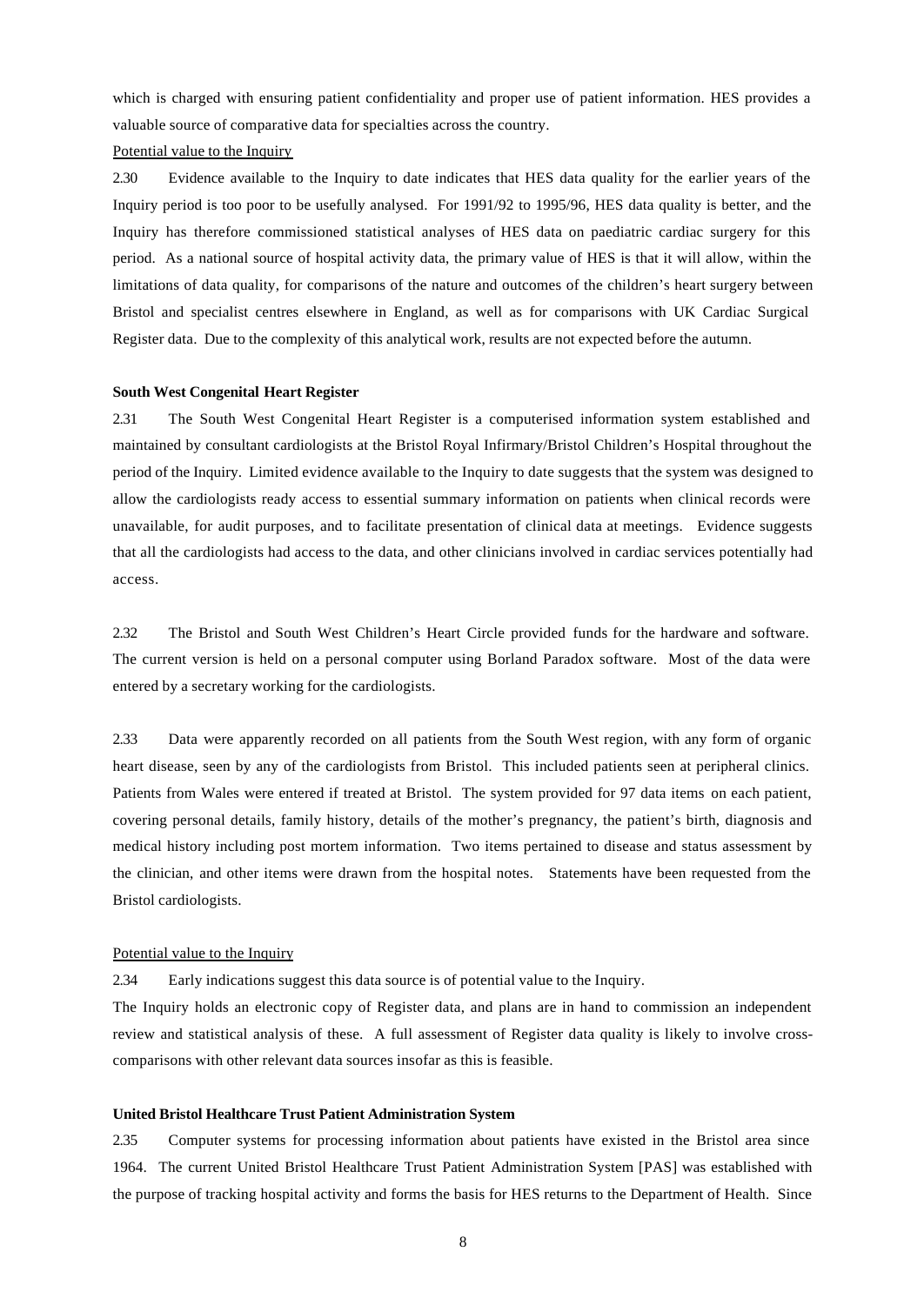which is charged with ensuring patient confidentiality and proper use of patient information. HES provides a valuable source of comparative data for specialties across the country.

Potential value to the Inquiry

2.30 Evidence available to the Inquiry to date indicates that HES data quality for the earlier years of the Inquiry period is too poor to be usefully analysed. For 1991/92 to 1995/96, HES data quality is better, and the Inquiry has therefore commissioned statistical analyses of HES data on paediatric cardiac surgery for this period. As a national source of hospital activity data, the primary value of HES is that it will allow, within the limitations of data quality, for comparisons of the nature and outcomes of the children's heart surgery between Bristol and specialist centres elsewhere in England, as well as for comparisons with UK Cardiac Surgical Register data. Due to the complexity of this analytical work, results are not expected before the autumn.

**South West Congenital Heart Register**

2.31 The South West Congenital Heart Register is a computerised information system established and maintained by consultant cardiologists at the Bristol Royal Infirmary/Bristol Children's Hospital throughout the period of the Inquiry. Limited evidence available to the Inquiry to date suggests that the system was designed to allow the cardiologists ready access to essential summary information on patients when clinical records were unavailable, for audit purposes, and to facilitate presentation of clinical data at meetings. Evidence suggests that all the cardiologists had access to the data, and other clinicians involved in cardiac services potentially had access.

2.32 The Bristol and South West Children's Heart Circle provided funds for the hardware and software. The current version is held on a personal computer using Borland Paradox software. Most of the data were entered by a secretary working for the cardiologists.

2.33 Data were apparently recorded on all patients from the South West region, with any form of organic heart disease, seen by any of the cardiologists from Bristol. This included patients seen at peripheral clinics. Patients from Wales were entered if treated at Bristol. The system provided for 97 data items on each patient, covering personal details, family history, details of the mother's pregnancy, the patient's birth, diagnosis and medical history including post mortem information. Two items pertained to disease and status assessment by the clinician, and other items were drawn from the hospital notes. Statements have been requested from the Bristol cardiologists.

Potential value to the Inquiry

2.34 Early indications suggest this data source is of potential value to the Inquiry.

The Inquiry holds an electronic copy of Register data, and plans are in hand to commission an independent review and statistical analysis of these. A full assessment of Register data quality is likely to involve cross-comparisons with other relevant data sources insofar as this is feasible.

**United Bristol Healthcare Trust Patient Administration System**

2.35 Computer systems for processing information about patients have existed in the Bristol area since 1964. The current United Bristol Healthcare Trust Patient Administration System [PAS] was established with the purpose of tracking hospital activity and forms the basis for HES returns to the Department of Health. Since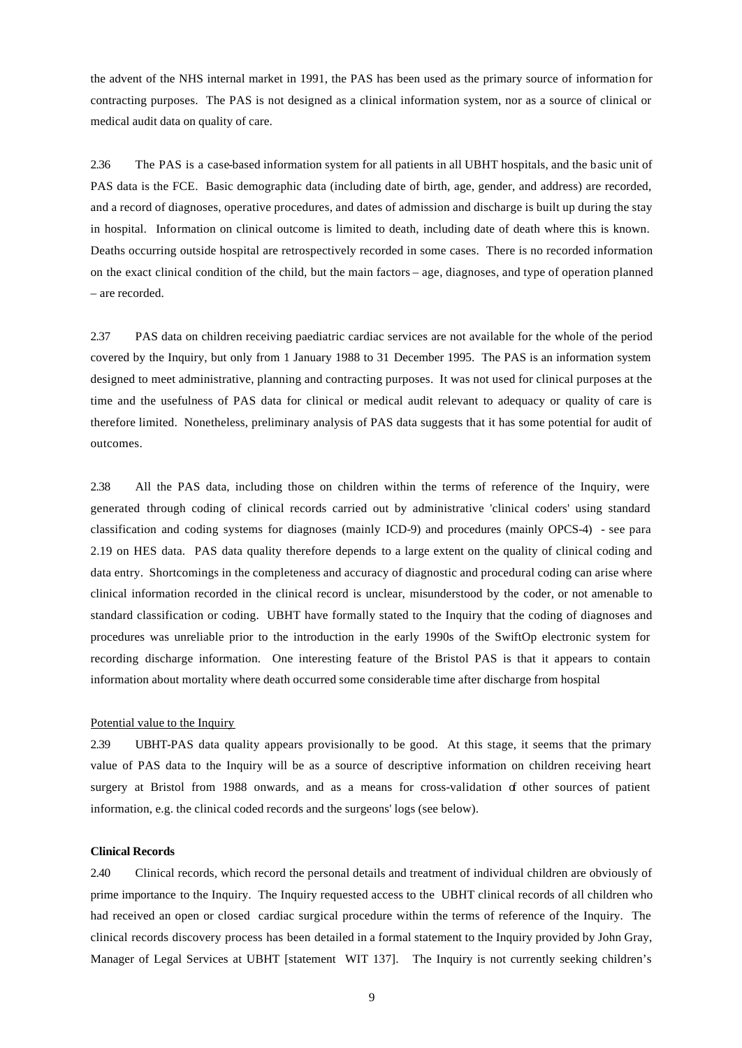the advent of the NHS internal market in 1991, the PAS has been used as the primary source of information for contracting purposes. The PAS is not designed as a clinical information system, nor as a source of clinical or medical audit data on quality of care.

2.36 The PAS is a case-based information system for all patients in all UBHT hospitals, and the basic unit of PAS data is the FCE. Basic demographic data (including date of birth, age, gender, and address) are recorded, and a record of diagnoses, operative procedures, and dates of admission and discharge is built up during the stay in hospital. Information on clinical outcome is limited to death, including date of death where this is known. Deaths occurring outside hospital are retrospectively recorded in some cases. There is no recorded information on the exact clinical condition of the child, but the main factors – age, diagnoses, and type of operation planned – are recorded.

2.37 PAS data on children receiving paediatric cardiac services are not available for the whole of the period covered by the Inquiry, but only from 1 January 1988 to 31 December 1995. The PAS is an information system designed to meet administrative, planning and contracting purposes. It was not used for clinical purposes at the time and the usefulness of PAS data for clinical or medical audit relevant to adequacy or quality of care is therefore limited. Nonetheless, preliminary analysis of PAS data suggests that it has some potential for audit of outcomes.

2.38 All the PAS data, including those on children within the terms of reference of the Inquiry, were generated through coding of clinical records carried out by administrative 'clinical coders' using standard classification and coding systems for diagnoses (mainly ICD-9) and procedures (mainly OPCS-4) - see para 2.19 on HES data. PAS data quality therefore depends to a large extent on the quality of clinical coding and data entry. Shortcomings in the completeness and accuracy of diagnostic and procedural coding can arise where clinical information recorded in the clinical record is unclear, misunderstood by the coder, or not amenable to standard classification or coding. UBHT have formally stated to the Inquiry that the coding of diagnoses and procedures was unreliable prior to the introduction in the early 1990s of the SwiftOp electronic system for recording discharge information. One interesting feature of the Bristol PAS is that it appears to contain information about mortality where death occurred some considerable time after discharge from hospital

Potential value to the Inquiry

2.39 UBHT-PAS data quality appears provisionally to be good. At this stage, it seems that the primary value of PAS data to the Inquiry will be as a source of descriptive information on children receiving heart surgery at Bristol from 1988 onwards, and as a means for cross-validation of other sources of patient information, e.g. the clinical coded records and the surgeons' logs (see below).

**Clinical Records**

2.40 Clinical records, which record the personal details and treatment of individual children are obviously of prime importance to the Inquiry. The Inquiry requested access to the UBHT clinical records of all children who had received an open or closed cardiac surgical procedure within the terms of reference of the Inquiry. The clinical records discovery process has been detailed in a formal statement to the Inquiry provided by John Gray, Manager of Legal Services at UBHT [statement WIT 137]. The Inquiry is not currently seeking children's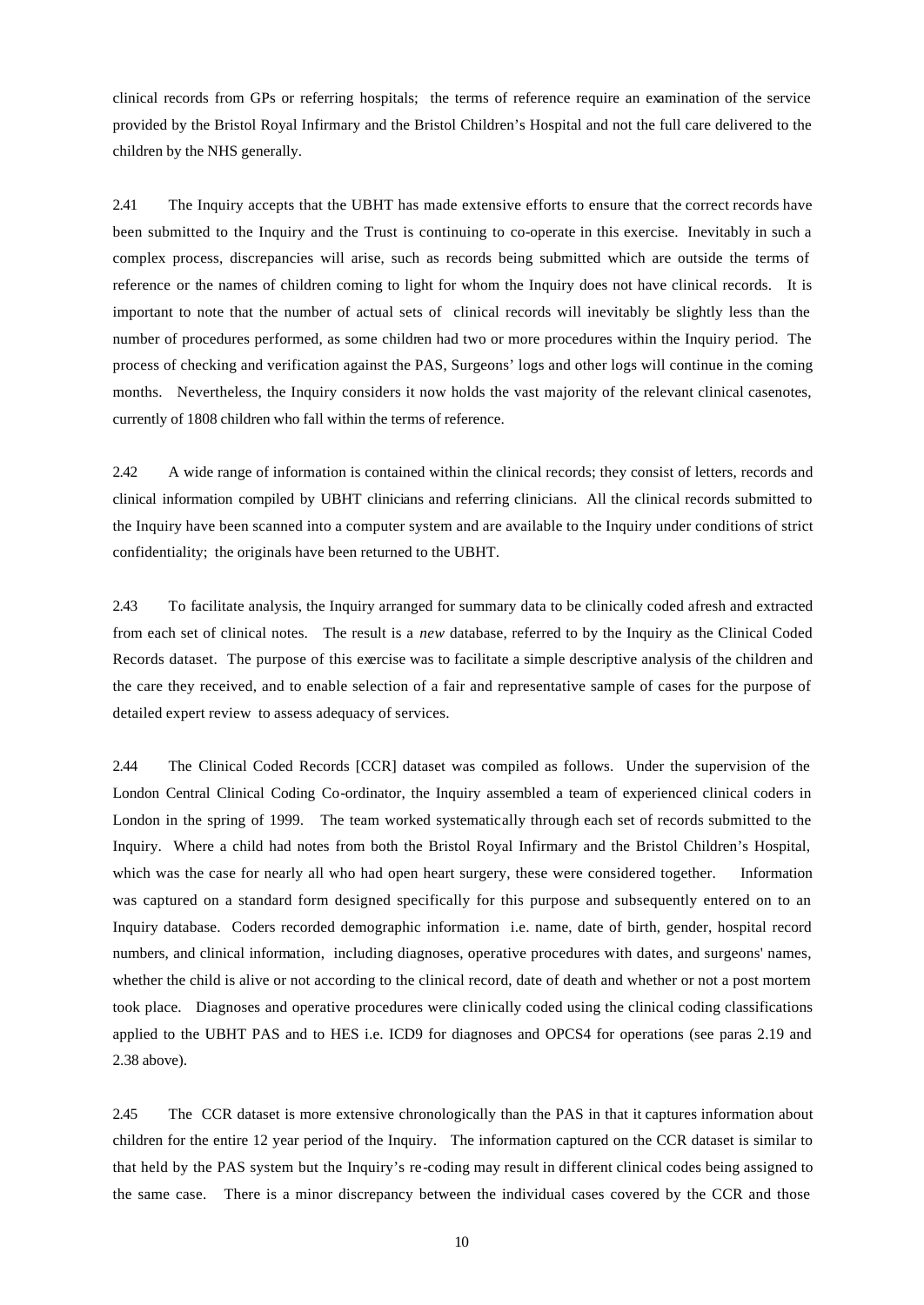clinical records from GPs or referring hospitals; the terms of reference require an examination of the service provided by the Bristol Royal Infirmary and the Bristol Children's Hospital and not the full care delivered to the children by the NHS generally.

2.41 The Inquiry accepts that the UBHT has made extensive efforts to ensure that the correct records have been submitted to the Inquiry and the Trust is continuing to co-operate in this exercise. Inevitably in such a complex process, discrepancies will arise, such as records being submitted which are outside the terms of reference or the names of children coming to light for whom the Inquiry does not have clinical records. It is important to note that the number of actual sets of clinical records will inevitably be slightly less than the number of procedures performed, as some children had two or more procedures within the Inquiry period. The process of checking and verification against the PAS, Surgeons' logs and other logs will continue in the coming months. Nevertheless, the Inquiry considers it now holds the vast majority of the relevant clinical casenotes, currently of 1808 children who fall within the terms of reference.

2.42 A wide range of information is contained within the clinical records; they consist of letters, records and clinical information compiled by UBHT clinicians and referring clinicians. All the clinical records submitted to the Inquiry have been scanned into a computer system and are available to the Inquiry under conditions of strict confidentiality; the originals have been returned to the UBHT.

2.43 To facilitate analysis, the Inquiry arranged for summary data to be clinically coded afresh and extracted from each set of clinical notes. The result is a *new* database, referred to by the Inquiry as the Clinical Coded Records dataset. The purpose of this exercise was to facilitate a simple descriptive analysis of the children and the care they received, and to enable selection of a fair and representative sample of cases for the purpose of detailed expert review to assess adequacy of services.

2.44 The Clinical Coded Records [CCR] dataset was compiled as follows. Under the supervision of the London Central Clinical Coding Co-ordinator, the Inquiry assembled a team of experienced clinical coders in London in the spring of 1999. The team worked systematically through each set of records submitted to the Inquiry. Where a child had notes from both the Bristol Royal Infirmary and the Bristol Children's Hospital, which was the case for nearly all who had open heart surgery, these were considered together. Information was captured on a standard form designed specifically for this purpose and subsequently entered on to an Inquiry database. Coders recorded demographic information i.e. name, date of birth, gender, hospital record numbers, and clinical information, including diagnoses, operative procedures with dates, and surgeons' names, whether the child is alive or not according to the clinical record, date of death and whether or not a post mortem took place. Diagnoses and operative procedures were clinically coded using the clinical coding classifications applied to the UBHT PAS and to HES i.e. ICD9 for diagnoses and OPCS4 for operations (see paras 2.19 and 2.38 above).

2.45 The CCR dataset is more extensive chronologically than the PAS in that it captures information about children for the entire 12 year period of the Inquiry. The information captured on the CCR dataset is similar to that held by the PAS system but the Inquiry's re-coding may result in different clinical codes being assigned to the same case. There is a minor discrepancy between the individual cases covered by the CCR and those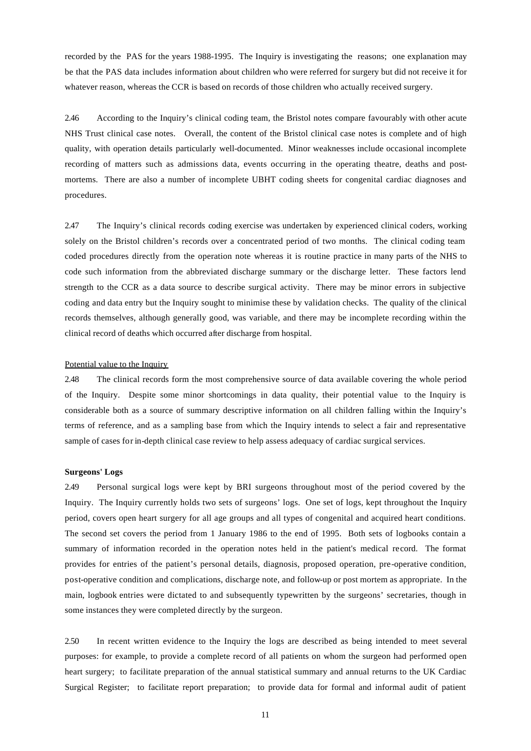recorded by the PAS for the years 1988-1995. The Inquiry is investigating the reasons; one explanation may be that the PAS data includes information about children who were referred for surgery but did not receive it for whatever reason, whereas the CCR is based on records of those children who actually received surgery.

2.46 According to the Inquiry's clinical coding team, the Bristol notes compare favourably with other acute NHS Trust clinical case notes. Overall, the content of the Bristol clinical case notes is complete and of high quality, with operation details particularly well-documented. Minor weaknesses include occasional incomplete recording of matters such as admissions data, events occurring in the operating theatre, deaths and post-mortems. There are also a number of incomplete UBHT coding sheets for congenital cardiac diagnoses and procedures.

2.47 The Inquiry's clinical records coding exercise was undertaken by experienced clinical coders, working solely on the Bristol children's records over a concentrated period of two months. The clinical coding team coded procedures directly from the operation note whereas it is routine practice in many parts of the NHS to code such information from the abbreviated discharge summary or the discharge letter. These factors lend strength to the CCR as a data source to describe surgical activity. There may be minor errors in subjective coding and data entry but the Inquiry sought to minimise these by validation checks. The quality of the clinical records themselves, although generally good, was variable, and there may be incomplete recording within the clinical record of deaths which occurred after discharge from hospital.

Potential value to the Inquiry

2.48 The clinical records form the most comprehensive source of data available covering the whole period of the Inquiry. Despite some minor shortcomings in data quality, their potential value to the Inquiry is considerable both as a source of summary descriptive information on all children falling within the Inquiry's terms of reference, and as a sampling base from which the Inquiry intends to select a fair and representative sample of cases for in-depth clinical case review to help assess adequacy of cardiac surgical services.

**Surgeons' Logs**

2.49 Personal surgical logs were kept by BRI surgeons throughout most of the period covered by the Inquiry. The Inquiry currently holds two sets of surgeons' logs. One set of logs, kept throughout the Inquiry period, covers open heart surgery for all age groups and all types of congenital and acquired heart conditions. The second set covers the period from 1 January 1986 to the end of 1995. Both sets of logbooks contain a summary of information recorded in the operation notes held in the patient's medical record. The format provides for entries of the patient's personal details, diagnosis, proposed operation, pre-operative condition, post-operative condition and complications, discharge note, and follow-up or post mortem as appropriate. In the main, logbook entries were dictated to and subsequently typewritten by the surgeons' secretaries, though in some instances they were completed directly by the surgeon.

2.50 In recent written evidence to the Inquiry the logs are described as being intended to meet several purposes: for example, to provide a complete record of all patients on whom the surgeon had performed open heart surgery; to facilitate preparation of the annual statistical summary and annual returns to the UK Cardiac Surgical Register; to facilitate report preparation; to provide data for formal and informal audit of patient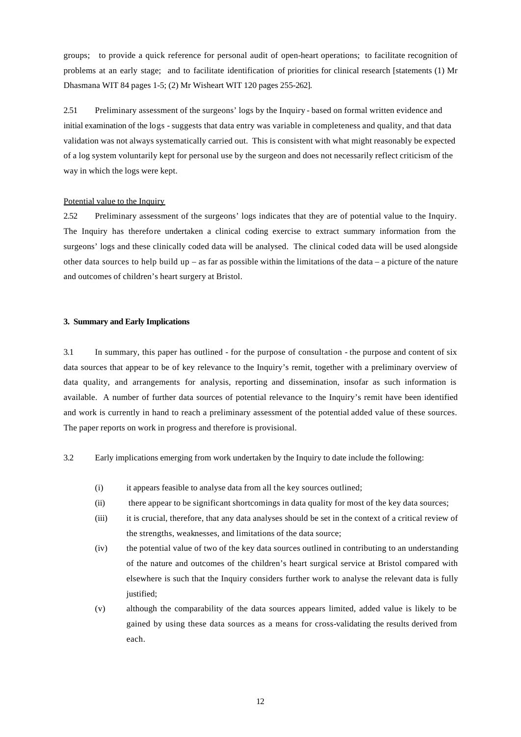groups; to provide a quick reference for personal audit of open-heart operations; to facilitate recognition of problems at an early stage; and to facilitate identification of priorities for clinical research [statements (1) Mr Dhasmana WIT 84 pages 1-5; (2) Mr Wisheart WIT 120 pages 255-262].

2.51 Preliminary assessment of the surgeons' logs by the Inquiry - based on formal written evidence and initial examination of the logs - suggests that data entry was variable in completeness and quality, and that data validation was not always systematically carried out. This is consistent with what might reasonably be expected of a log system voluntarily kept for personal use by the surgeon and does not necessarily reflect criticism of the way in which the logs were kept.

Potential value to the Inquiry

2.52 Preliminary assessment of the surgeons' logs indicates that they are of potential value to the Inquiry. The Inquiry has therefore undertaken a clinical coding exercise to extract summary information from the surgeons' logs and these clinically coded data will be analysed. The clinical coded data will be used alongside other data sources to help build up – as far as possible within the limitations of the data – a picture of the nature and outcomes of children's heart surgery at Bristol.

**3. Summary and Early Implications**

3.1 In summary, this paper has outlined - for the purpose of consultation - the purpose and content of six data sources that appear to be of key relevance to the Inquiry's remit, together with a preliminary overview of data quality, and arrangements for analysis, reporting and dissemination, insofar as such information is available. A number of further data sources of potential relevance to the Inquiry's remit have been identified and work is currently in hand to reach a preliminary assessment of the potential added value of these sources. The paper reports on work in progress and therefore is provisional.

3.2 Early implications emerging from work undertaken by the Inquiry to date include the following:

(i) it appears feasible to analyse data from all the key sources outlined;

(ii) there appear to be significant shortcomings in data quality for most of the key data sources;

(iii) it is crucial, therefore, that any data analyses should be set in the context of a critical review of the strengths, weaknesses, and limitations of the data source;

(iv) the potential value of two of the key data sources outlined in contributing to an understanding of the nature and outcomes of the children's heart surgical service at Bristol compared with elsewhere is such that the Inquiry considers further work to analyse the relevant data is fully justified;

(v) although the comparability of the data sources appears limited, added value is likely to be gained by using these data sources as a means for cross-validating the results derived from each.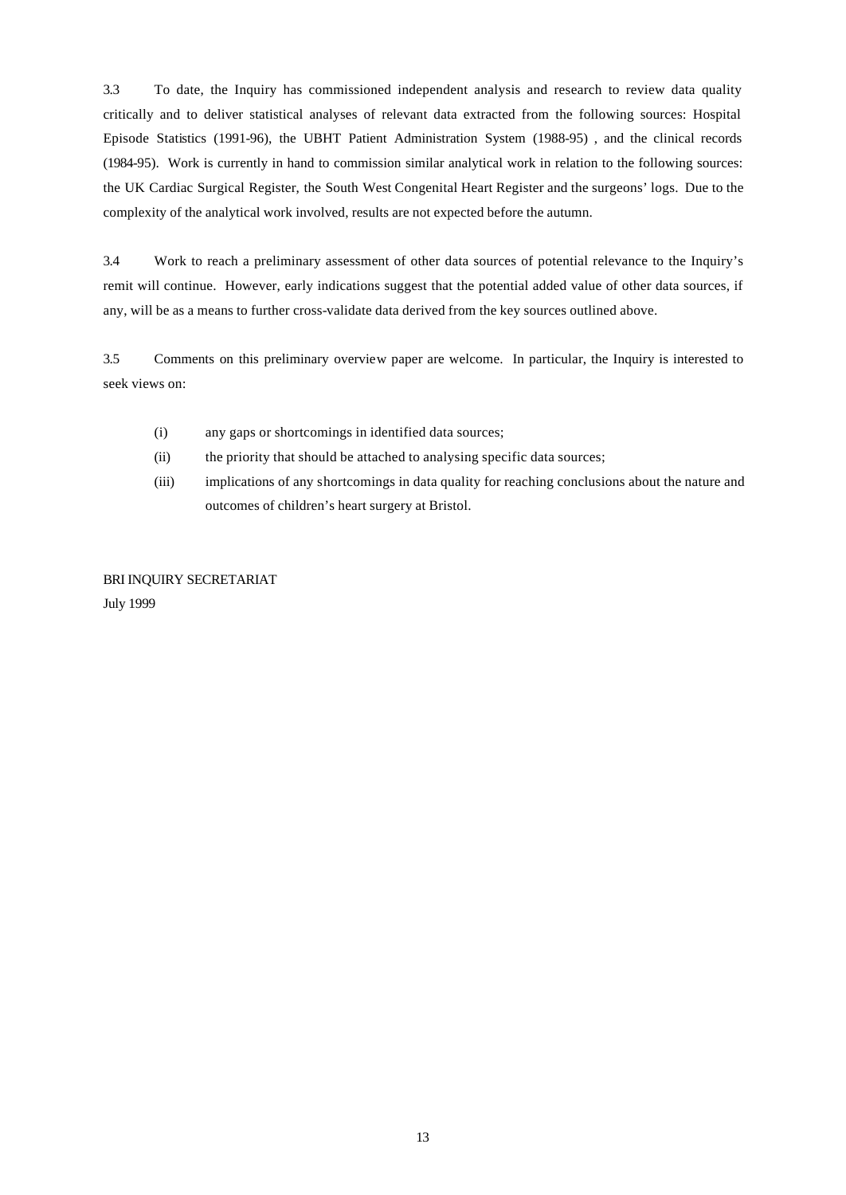3.3 To date, the Inquiry has commissioned independent analysis and research to review data quality critically and to deliver statistical analyses of relevant data extracted from the following sources: Hospital Episode Statistics (1991-96), the UBHT Patient Administration System (1988-95) , and the clinical records (1984-95). Work is currently in hand to commission similar analytical work in relation to the following sources: the UK Cardiac Surgical Register, the South West Congenital Heart Register and the surgeons' logs. Due to the complexity of the analytical work involved, results are not expected before the autumn.

3.4 Work to reach a preliminary assessment of other data sources of potential relevance to the Inquiry's remit will continue. However, early indications suggest that the potential added value of other data sources, if any, will be as a means to further cross-validate data derived from the key sources outlined above.

3.5 Comments on this preliminary overview paper are welcome. In particular, the Inquiry is interested to seek views on:

- (i) any gaps or shortcomings in identified data sources;
- (ii) the priority that should be attached to analysing specific data sources;
- (iii) implications of any shortcomings in data quality for reaching conclusions about the nature and outcomes of children's heart surgery at Bristol.

BRI INQUIRY SECRETARIAT
July 1999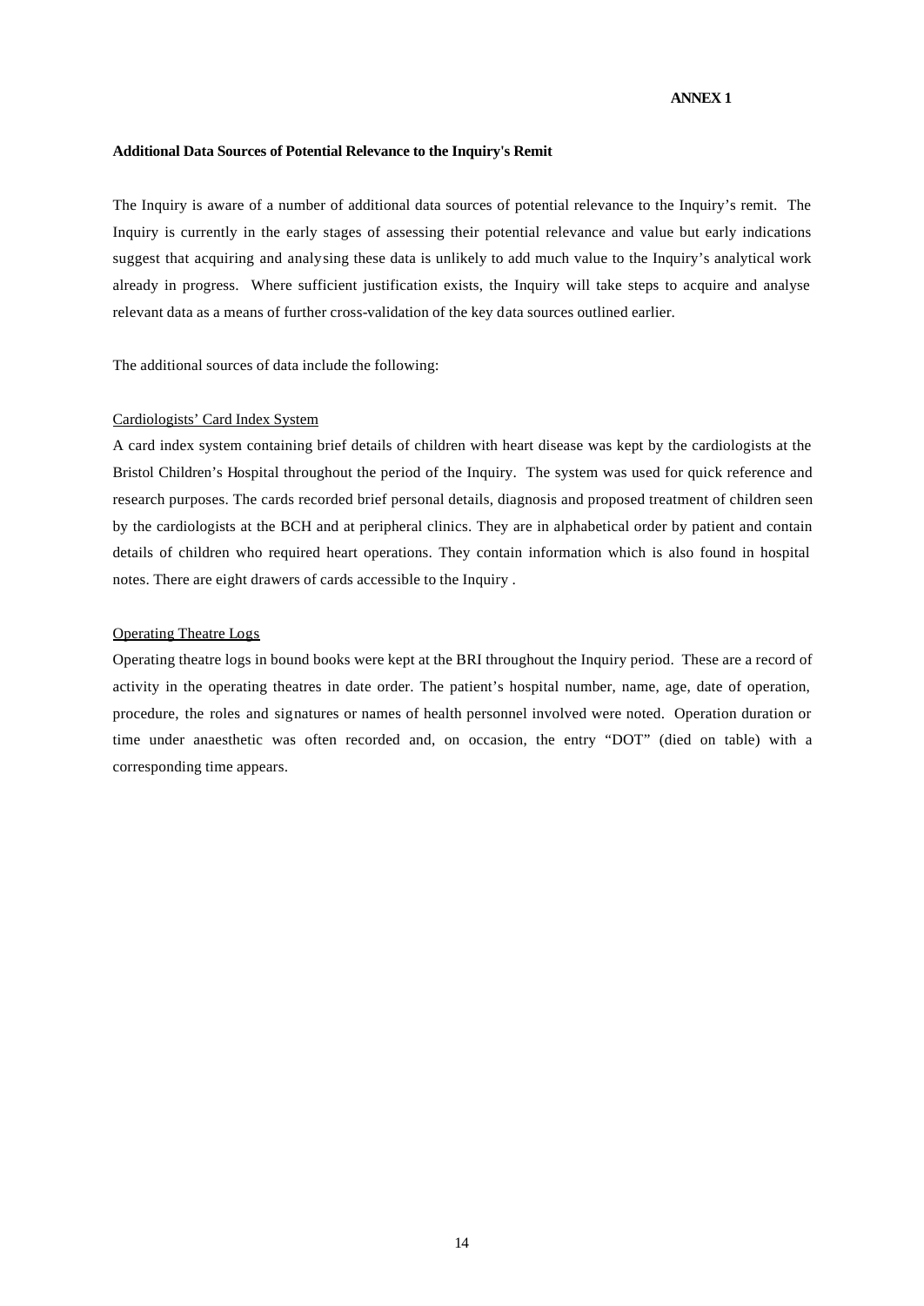**ANNEX 1**

**Additional Data Sources of Potential Relevance to the Inquiry's Remit**

The Inquiry is aware of a number of additional data sources of potential relevance to the Inquiry's remit. The Inquiry is currently in the early stages of assessing their potential relevance and value but early indications suggest that acquiring and analysing these data is unlikely to add much value to the Inquiry's analytical work already in progress. Where sufficient justification exists, the Inquiry will take steps to acquire and analyse relevant data as a means of further cross-validation of the key data sources outlined earlier.

The additional sources of data include the following:

Cardiologists' Card Index System

A card index system containing brief details of children with heart disease was kept by the cardiologists at the Bristol Children's Hospital throughout the period of the Inquiry. The system was used for quick reference and research purposes. The cards recorded brief personal details, diagnosis and proposed treatment of children seen by the cardiologists at the BCH and at peripheral clinics. They are in alphabetical order by patient and contain details of children who required heart operations. They contain information which is also found in hospital notes. There are eight drawers of cards accessible to the Inquiry .

Operating Theatre Logs

Operating theatre logs in bound books were kept at the BRI throughout the Inquiry period. These are a record of activity in the operating theatres in date order. The patient's hospital number, name, age, date of operation, procedure, the roles and signatures or names of health personnel involved were noted. Operation duration or time under anaesthetic was often recorded and, on occasion, the entry "DOT" (died on table) with a corresponding time appears.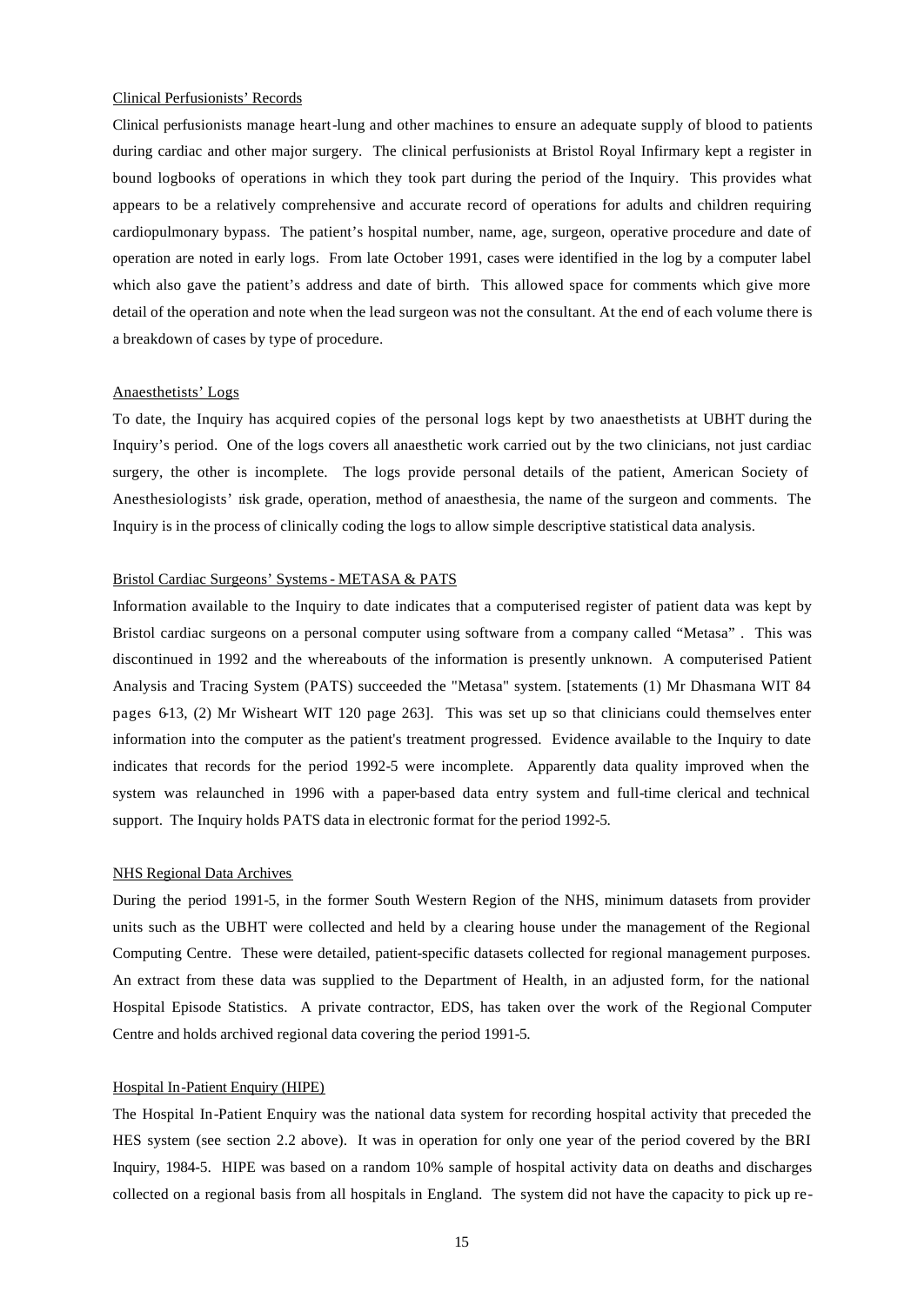Clinical Perfusionists' Records

Clinical perfusionists manage heart-lung and other machines to ensure an adequate supply of blood to patients during cardiac and other major surgery. The clinical perfusionists at Bristol Royal Infirmary kept a register in bound logbooks of operations in which they took part during the period of the Inquiry. This provides what appears to be a relatively comprehensive and accurate record of operations for adults and children requiring cardiopulmonary bypass. The patient's hospital number, name, age, surgeon, operative procedure and date of operation are noted in early logs. From late October 1991, cases were identified in the log by a computer label which also gave the patient's address and date of birth. This allowed space for comments which give more detail of the operation and note when the lead surgeon was not the consultant. At the end of each volume there is a breakdown of cases by type of procedure.

Anaesthetists' Logs

To date, the Inquiry has acquired copies of the personal logs kept by two anaesthetists at UBHT during the Inquiry's period. One of the logs covers all anaesthetic work carried out by the two clinicians, not just cardiac surgery, the other is incomplete. The logs provide personal details of the patient, American Society of Anesthesiologists' risk grade, operation, method of anaesthesia, the name of the surgeon and comments. The Inquiry is in the process of clinically coding the logs to allow simple descriptive statistical data analysis.

Bristol Cardiac Surgeons' Systems - METASA & PATS

Information available to the Inquiry to date indicates that a computerised register of patient data was kept by Bristol cardiac surgeons on a personal computer using software from a company called "Metasa" . This was discontinued in 1992 and the whereabouts of the information is presently unknown. A computerised Patient Analysis and Tracing System (PATS) succeeded the "Metasa" system. [statements (1) Mr Dhasmana WIT 84 pages 6-13, (2) Mr Wisheart WIT 120 page 263]. This was set up so that clinicians could themselves enter information into the computer as the patient's treatment progressed. Evidence available to the Inquiry to date indicates that records for the period 1992-5 were incomplete. Apparently data quality improved when the system was relaunched in 1996 with a paper-based data entry system and full-time clerical and technical support. The Inquiry holds PATS data in electronic format for the period 1992-5.

NHS Regional Data Archives

During the period 1991-5, in the former South Western Region of the NHS, minimum datasets from provider units such as the UBHT were collected and held by a clearing house under the management of the Regional Computing Centre. These were detailed, patient-specific datasets collected for regional management purposes. An extract from these data was supplied to the Department of Health, in an adjusted form, for the national Hospital Episode Statistics. A private contractor, EDS, has taken over the work of the Regional Computer Centre and holds archived regional data covering the period 1991-5.

Hospital In-Patient Enquiry (HIPE)

The Hospital In-Patient Enquiry was the national data system for recording hospital activity that preceded the HES system (see section 2.2 above). It was in operation for only one year of the period covered by the BRI Inquiry, 1984-5. HIPE was based on a random 10% sample of hospital activity data on deaths and discharges collected on a regional basis from all hospitals in England. The system did not have the capacity to pick up re-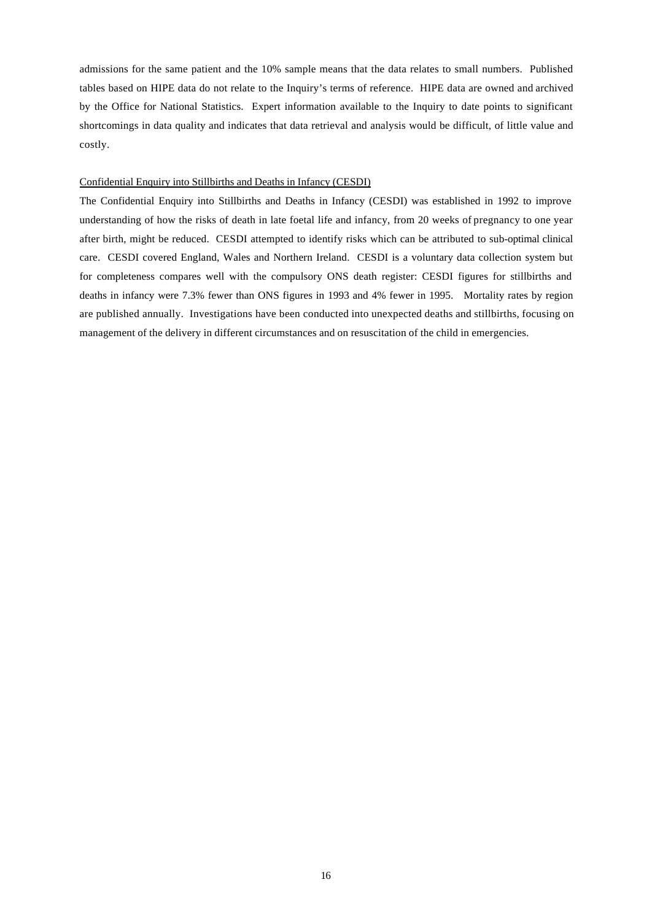admissions for the same patient and the 10% sample means that the data relates to small numbers. Published tables based on HIPE data do not relate to the Inquiry's terms of reference. HIPE data are owned and archived by the Office for National Statistics. Expert information available to the Inquiry to date points to significant shortcomings in data quality and indicates that data retrieval and analysis would be difficult, of little value and costly.

<u>Confidential Enquiry into Stillbirths and Deaths in Infancy (CESDI)</u>

The Confidential Enquiry into Stillbirths and Deaths in Infancy (CESDI) was established in 1992 to improve understanding of how the risks of death in late foetal life and infancy, from 20 weeks of pregnancy to one year after birth, might be reduced. CESDI attempted to identify risks which can be attributed to sub-optimal clinical care. CESDI covered England, Wales and Northern Ireland. CESDI is a voluntary data collection system but for completeness compares well with the compulsory ONS death register: CESDI figures for stillbirths and deaths in infancy were 7.3% fewer than ONS figures in 1993 and 4% fewer in 1995. Mortality rates by region are published annually. Investigations have been conducted into unexpected deaths and stillbirths, focusing on management of the delivery in different circumstances and on resuscitation of the child in emergencies.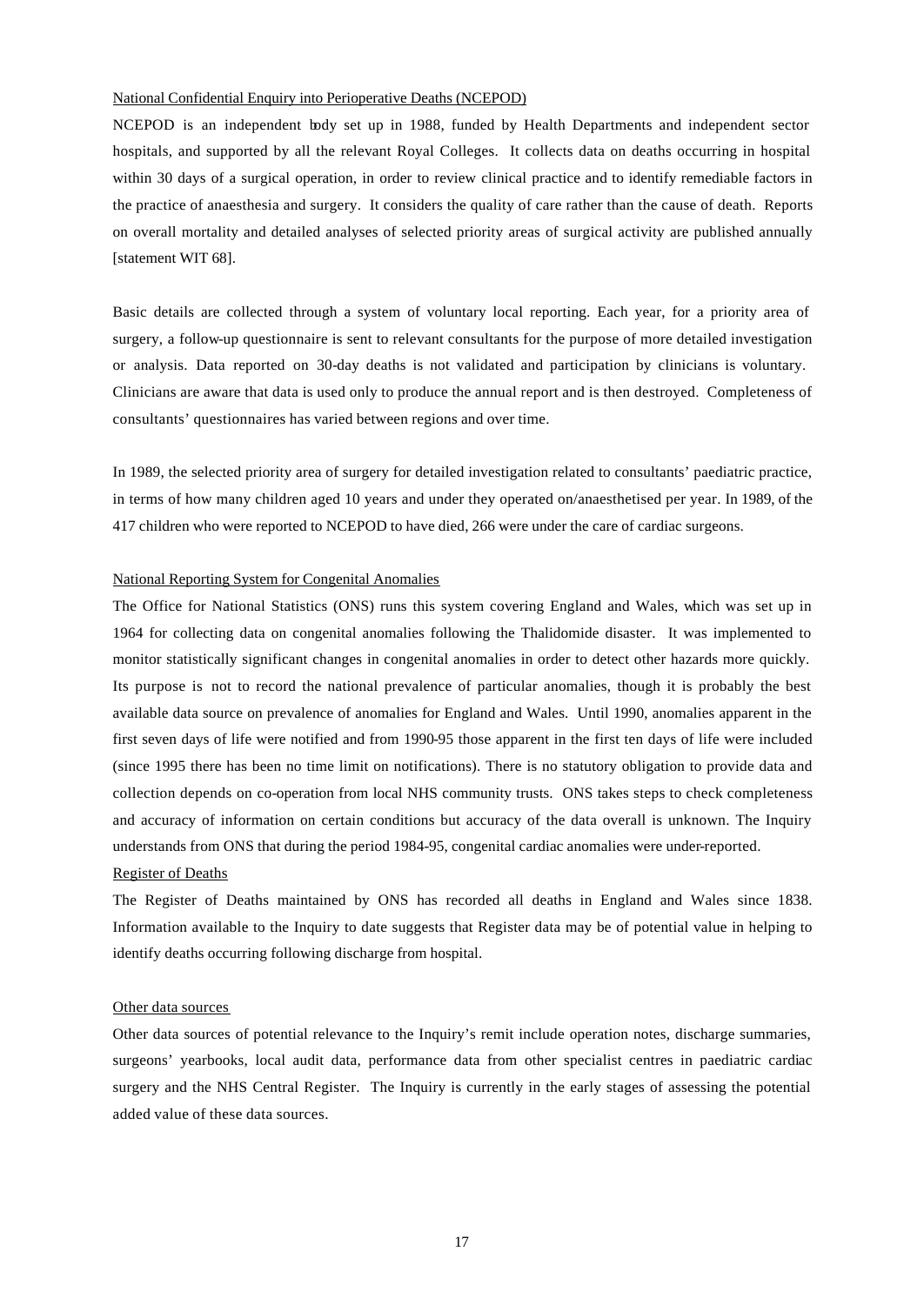National Confidential Enquiry into Perioperative Deaths (NCEPOD)

NCEPOD is an independent body set up in 1988, funded by Health Departments and independent sector hospitals, and supported by all the relevant Royal Colleges. It collects data on deaths occurring in hospital within 30 days of a surgical operation, in order to review clinical practice and to identify remediable factors in the practice of anaesthesia and surgery. It considers the quality of care rather than the cause of death. Reports on overall mortality and detailed analyses of selected priority areas of surgical activity are published annually [statement WIT 68].

Basic details are collected through a system of voluntary local reporting. Each year, for a priority area of surgery, a follow-up questionnaire is sent to relevant consultants for the purpose of more detailed investigation or analysis. Data reported on 30-day deaths is not validated and participation by clinicians is voluntary. Clinicians are aware that data is used only to produce the annual report and is then destroyed. Completeness of consultants' questionnaires has varied between regions and over time.

In 1989, the selected priority area of surgery for detailed investigation related to consultants' paediatric practice, in terms of how many children aged 10 years and under they operated on/anaesthetised per year. In 1989, of the 417 children who were reported to NCEPOD to have died, 266 were under the care of cardiac surgeons.

National Reporting System for Congenital Anomalies

The Office for National Statistics (ONS) runs this system covering England and Wales, which was set up in 1964 for collecting data on congenital anomalies following the Thalidomide disaster. It was implemented to monitor statistically significant changes in congenital anomalies in order to detect other hazards more quickly. Its purpose is not to record the national prevalence of particular anomalies, though it is probably the best available data source on prevalence of anomalies for England and Wales. Until 1990, anomalies apparent in the first seven days of life were notified and from 1990-95 those apparent in the first ten days of life were included (since 1995 there has been no time limit on notifications). There is no statutory obligation to provide data and collection depends on co-operation from local NHS community trusts. ONS takes steps to check completeness and accuracy of information on certain conditions but accuracy of the data overall is unknown. The Inquiry understands from ONS that during the period 1984-95, congenital cardiac anomalies were under-reported.

Register of Deaths

The Register of Deaths maintained by ONS has recorded all deaths in England and Wales since 1838. Information available to the Inquiry to date suggests that Register data may be of potential value in helping to identify deaths occurring following discharge from hospital.

Other data sources

Other data sources of potential relevance to the Inquiry's remit include operation notes, discharge summaries, surgeons' yearbooks, local audit data, performance data from other specialist centres in paediatric cardiac surgery and the NHS Central Register. The Inquiry is currently in the early stages of assessing the potential added value of these data sources.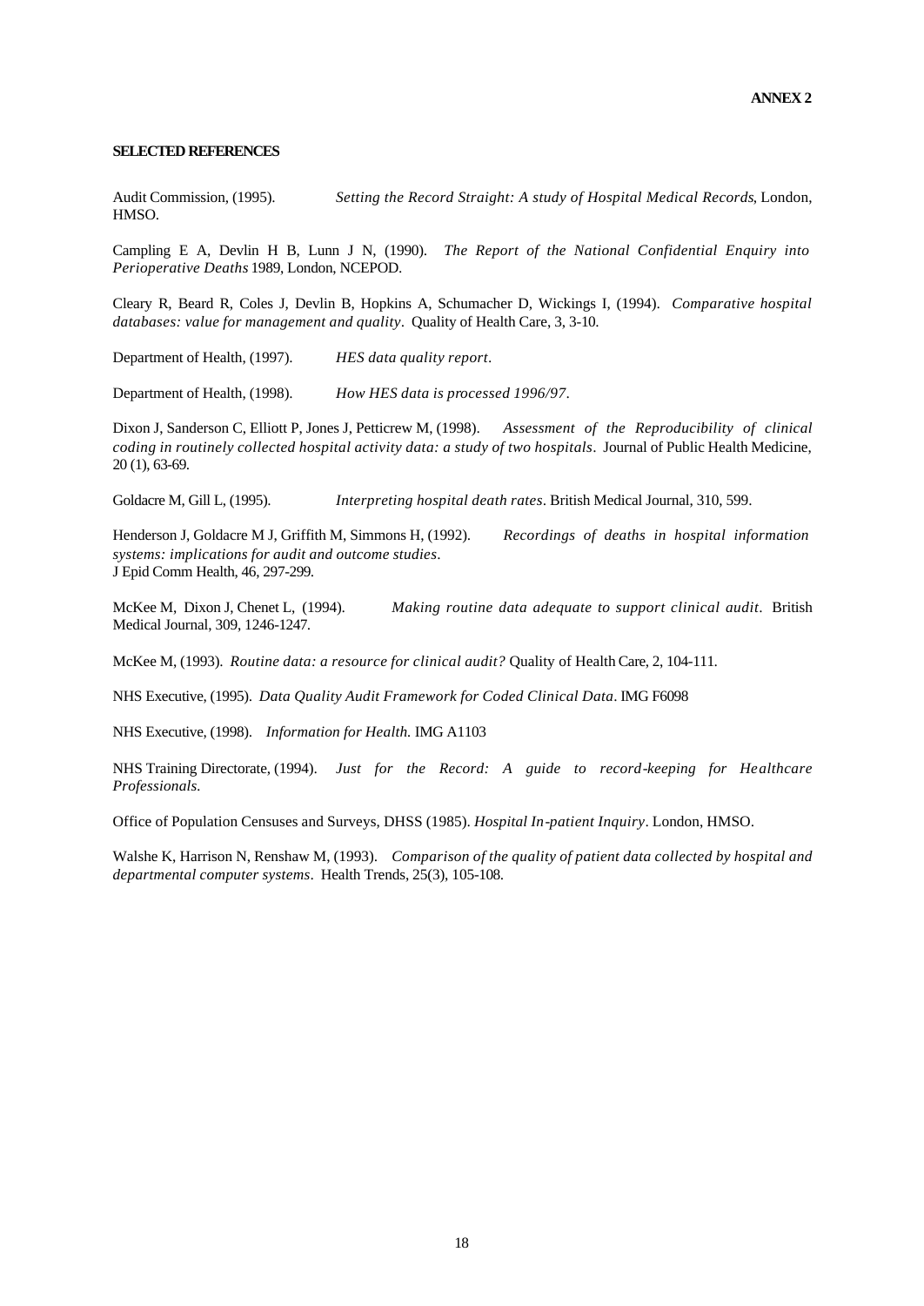**ANNEX 2**

**SELECTED REFERENCES**

Audit Commission, (1995). *Setting the Record Straight: A study of Hospital Medical Records*, London, HMSO.

Campling E A, Devlin H B, Lunn J N, (1990). *The Report of the National Confidential Enquiry into Perioperative Deaths* 1989, London, NCEPOD.

Cleary R, Beard R, Coles J, Devlin B, Hopkins A, Schumacher D, Wickings I, (1994). *Comparative hospital databases: value for management and quality*. Quality of Health Care, 3, 3-10.

Department of Health, (1997). *HES data quality report*.

Department of Health, (1998). *How HES data is processed 1996/97*.

Dixon J, Sanderson C, Elliott P, Jones J, Petticrew M, (1998). *Assessment of the Reproducibility of clinical coding in routinely collected hospital activity data: a study of two hospitals*. Journal of Public Health Medicine, 20 (1), 63-69.

Goldacre M, Gill L, (1995). *Interpreting hospital death rates*. British Medical Journal, 310, 599.

Henderson J, Goldacre M J, Griffith M, Simmons H, (1992). *Recordings of deaths in hospital information systems: implications for audit and outcome studies*. J Epid Comm Health, 46, 297-299.

McKee M, Dixon J, Chenet L, (1994). *Making routine data adequate to support clinical audit*. British Medical Journal, 309, 1246-1247.

McKee M, (1993). *Routine data: a resource for clinical audit?* Quality of Health Care, 2, 104-111.

NHS Executive, (1995). *Data Quality Audit Framework for Coded Clinical Data*. IMG F6098

NHS Executive, (1998). *Information for Health.* IMG A1103

NHS Training Directorate, (1994). *Just for the Record: A guide to record-keeping for Healthcare Professionals.*

Office of Population Censuses and Surveys, DHSS (1985). *Hospital In-patient Inquiry*. London, HMSO.

Walshe K, Harrison N, Renshaw M, (1993). *Comparison of the quality of patient data collected by hospital and departmental computer systems*. Health Trends, 25(3), 105-108.